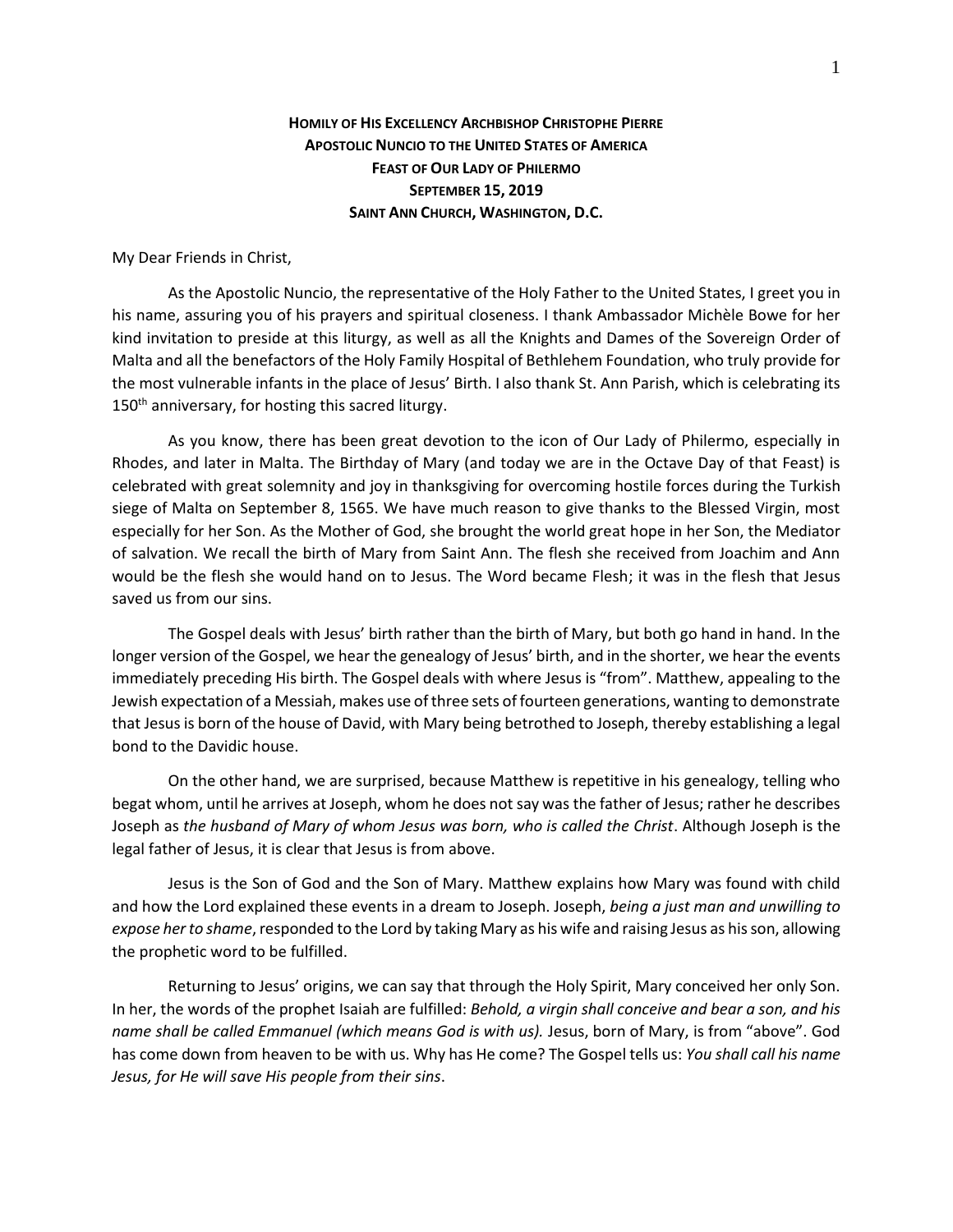**HOMILY OF HIS EXCELLENCY ARCHBISHOP CHRISTOPHE PIERRE**
**APOSTOLIC NUNCIO TO THE UNITED STATES OF AMERICA**
**FEAST OF OUR LADY OF PHILERMO**
**SEPTEMBER 15, 2019**
**SAINT ANN CHURCH, WASHINGTON, D.C.**

My Dear Friends in Christ,

As the Apostolic Nuncio, the representative of the Holy Father to the United States, I greet you in his name, assuring you of his prayers and spiritual closeness. I thank Ambassador Michèle Bowe for her kind invitation to preside at this liturgy, as well as all the Knights and Dames of the Sovereign Order of Malta and all the benefactors of the Holy Family Hospital of Bethlehem Foundation, who truly provide for the most vulnerable infants in the place of Jesus' Birth. I also thank St. Ann Parish, which is celebrating its 150th anniversary, for hosting this sacred liturgy.

As you know, there has been great devotion to the icon of Our Lady of Philermo, especially in Rhodes, and later in Malta. The Birthday of Mary (and today we are in the Octave Day of that Feast) is celebrated with great solemnity and joy in thanksgiving for overcoming hostile forces during the Turkish siege of Malta on September 8, 1565. We have much reason to give thanks to the Blessed Virgin, most especially for her Son. As the Mother of God, she brought the world great hope in her Son, the Mediator of salvation. We recall the birth of Mary from Saint Ann. The flesh she received from Joachim and Ann would be the flesh she would hand on to Jesus. The Word became Flesh; it was in the flesh that Jesus saved us from our sins.

The Gospel deals with Jesus' birth rather than the birth of Mary, but both go hand in hand. In the longer version of the Gospel, we hear the genealogy of Jesus' birth, and in the shorter, we hear the events immediately preceding His birth. The Gospel deals with where Jesus is "from". Matthew, appealing to the Jewish expectation of a Messiah, makes use of three sets of fourteen generations, wanting to demonstrate that Jesus is born of the house of David, with Mary being betrothed to Joseph, thereby establishing a legal bond to the Davidic house.

On the other hand, we are surprised, because Matthew is repetitive in his genealogy, telling who begat whom, until he arrives at Joseph, whom he does not say was the father of Jesus; rather he describes Joseph as *the husband of Mary of whom Jesus was born, who is called the Christ*. Although Joseph is the legal father of Jesus, it is clear that Jesus is from above.

Jesus is the Son of God and the Son of Mary. Matthew explains how Mary was found with child and how the Lord explained these events in a dream to Joseph. Joseph, *being a just man and unwilling to expose her to shame*, responded to the Lord by taking Mary as his wife and raising Jesus as his son, allowing the prophetic word to be fulfilled.

Returning to Jesus' origins, we can say that through the Holy Spirit, Mary conceived her only Son. In her, the words of the prophet Isaiah are fulfilled: *Behold, a virgin shall conceive and bear a son, and his name shall be called Emmanuel (which means God is with us).* Jesus, born of Mary, is from "above". God has come down from heaven to be with us. Why has He come? The Gospel tells us: *You shall call his name Jesus, for He will save His people from their sins*.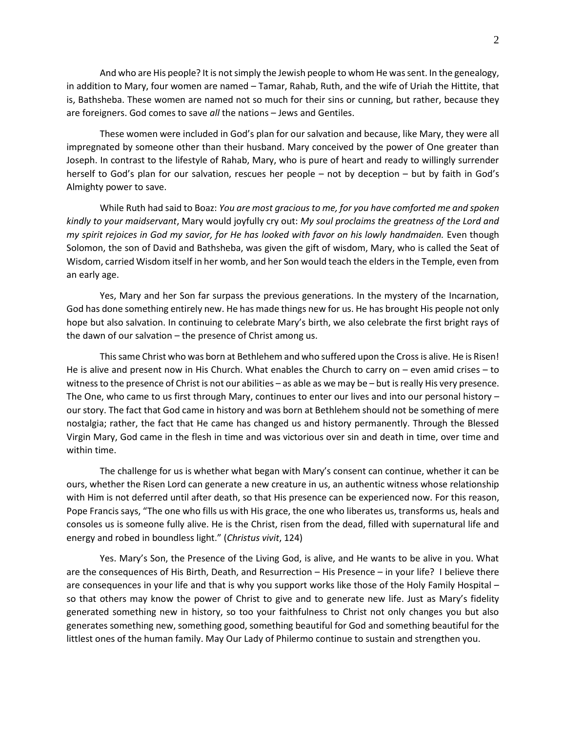And who are His people? It is not simply the Jewish people to whom He was sent. In the genealogy, in addition to Mary, four women are named – Tamar, Rahab, Ruth, and the wife of Uriah the Hittite, that is, Bathsheba. These women are named not so much for their sins or cunning, but rather, because they are foreigners. God comes to save *all* the nations – Jews and Gentiles.

These women were included in God's plan for our salvation and because, like Mary, they were all impregnated by someone other than their husband. Mary conceived by the power of One greater than Joseph. In contrast to the lifestyle of Rahab, Mary, who is pure of heart and ready to willingly surrender herself to God's plan for our salvation, rescues her people – not by deception – but by faith in God's Almighty power to save.

While Ruth had said to Boaz: *You are most gracious to me, for you have comforted me and spoken kindly to your maidservant*, Mary would joyfully cry out: *My soul proclaims the greatness of the Lord and my spirit rejoices in God my savior, for He has looked with favor on his lowly handmaiden.* Even though Solomon, the son of David and Bathsheba, was given the gift of wisdom, Mary, who is called the Seat of Wisdom, carried Wisdom itself in her womb, and her Son would teach the elders in the Temple, even from an early age.

Yes, Mary and her Son far surpass the previous generations. In the mystery of the Incarnation, God has done something entirely new. He has made things new for us. He has brought His people not only hope but also salvation. In continuing to celebrate Mary's birth, we also celebrate the first bright rays of the dawn of our salvation – the presence of Christ among us.

This same Christ who was born at Bethlehem and who suffered upon the Cross is alive. He is Risen! He is alive and present now in His Church. What enables the Church to carry on – even amid crises – to witness to the presence of Christ is not our abilities – as able as we may be – but is really His very presence. The One, who came to us first through Mary, continues to enter our lives and into our personal history – our story. The fact that God came in history and was born at Bethlehem should not be something of mere nostalgia; rather, the fact that He came has changed us and history permanently. Through the Blessed Virgin Mary, God came in the flesh in time and was victorious over sin and death in time, over time and within time.

The challenge for us is whether what began with Mary's consent can continue, whether it can be ours, whether the Risen Lord can generate a new creature in us, an authentic witness whose relationship with Him is not deferred until after death, so that His presence can be experienced now. For this reason, Pope Francis says, "The one who fills us with His grace, the one who liberates us, transforms us, heals and consoles us is someone fully alive. He is the Christ, risen from the dead, filled with supernatural life and energy and robed in boundless light." (*Christus vivit*, 124)

Yes. Mary's Son, the Presence of the Living God, is alive, and He wants to be alive in you. What are the consequences of His Birth, Death, and Resurrection – His Presence – in your life? I believe there are consequences in your life and that is why you support works like those of the Holy Family Hospital – so that others may know the power of Christ to give and to generate new life. Just as Mary's fidelity generated something new in history, so too your faithfulness to Christ not only changes you but also generates something new, something good, something beautiful for God and something beautiful for the littlest ones of the human family. May Our Lady of Philermo continue to sustain and strengthen you.